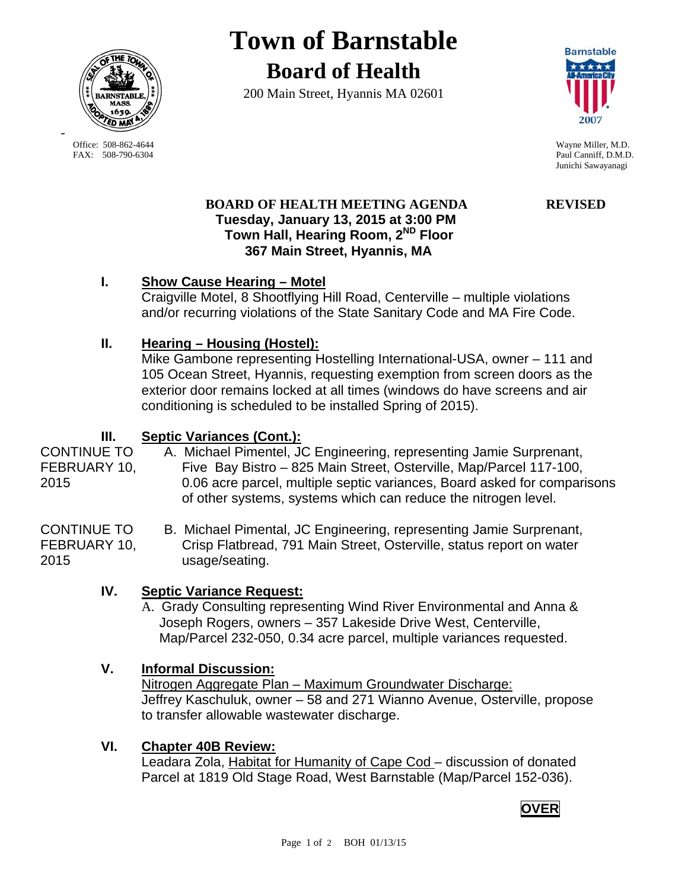# Town of Barnstable

## Board of Health

200 Main Street, Hyannis MA 02601

Office: 508-862-4644
FAX: 508-790-6304

Wayne Miller, M.D.
Paul Canniff, D.M.D.
Junichi Sawayanagi

**BOARD OF HEALTH MEETING AGENDA** **REVISED**

**Tuesday, January 13, 2015 at 3:00 PM**
**Town Hall, Hearing Room, 2ND Floor**
**367 Main Street, Hyannis, MA**

**I. Show Cause Hearing – Motel**

Craigville Motel, 8 Shootflying Hill Road, Centerville – multiple violations and/or recurring violations of the State Sanitary Code and MA Fire Code.

**II. Hearing – Housing (Hostel):**

Mike Gambone representing Hostelling International-USA, owner – 111 and 105 Ocean Street, Hyannis, requesting exemption from screen doors as the exterior door remains locked at all times (windows do have screens and air conditioning is scheduled to be installed Spring of 2015).

**III. Septic Variances (Cont.):**

CONTINUE TO FEBRUARY 10, 2015

A. Michael Pimentel, JC Engineering, representing Jamie Surprenant, Five Bay Bistro – 825 Main Street, Osterville, Map/Parcel 117-100, 0.06 acre parcel, multiple septic variances, Board asked for comparisons of other systems, systems which can reduce the nitrogen level.

CONTINUE TO FEBRUARY 10, 2015

B. Michael Pimental, JC Engineering, representing Jamie Surprenant, Crisp Flatbread, 791 Main Street, Osterville, status report on water usage/seating.

**IV. Septic Variance Request:**

A. Grady Consulting representing Wind River Environmental and Anna & Joseph Rogers, owners – 357 Lakeside Drive West, Centerville, Map/Parcel 232-050, 0.34 acre parcel, multiple variances requested.

**V. Informal Discussion:**

Nitrogen Aggregate Plan – Maximum Groundwater Discharge:
Jeffrey Kaschuluk, owner – 58 and 271 Wianno Avenue, Osterville, propose to transfer allowable wastewater discharge.

**VI. Chapter 40B Review:**

Leadara Zola, Habitat for Humanity of Cape Cod – discussion of donated Parcel at 1819 Old Stage Road, West Barnstable (Map/Parcel 152-036).

**OVER**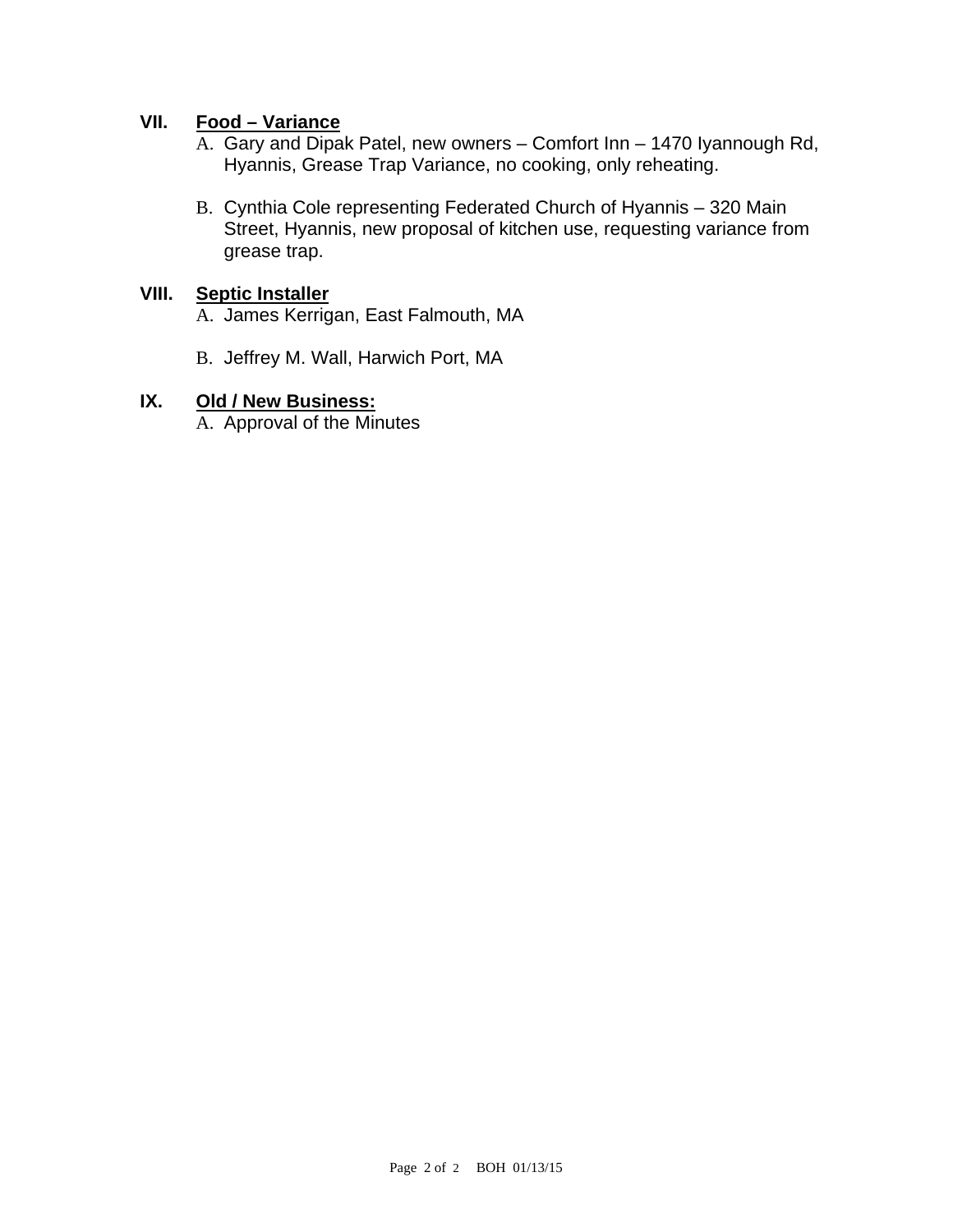## VII. Food – Variance

A. Gary and Dipak Patel, new owners – Comfort Inn – 1470 Iyannough Rd, Hyannis, Grease Trap Variance, no cooking, only reheating.

B. Cynthia Cole representing Federated Church of Hyannis – 320 Main Street, Hyannis, new proposal of kitchen use, requesting variance from grease trap.

## VIII. Septic Installer

A. James Kerrigan, East Falmouth, MA

B. Jeffrey M. Wall, Harwich Port, MA

## IX. Old / New Business:

A. Approval of the Minutes